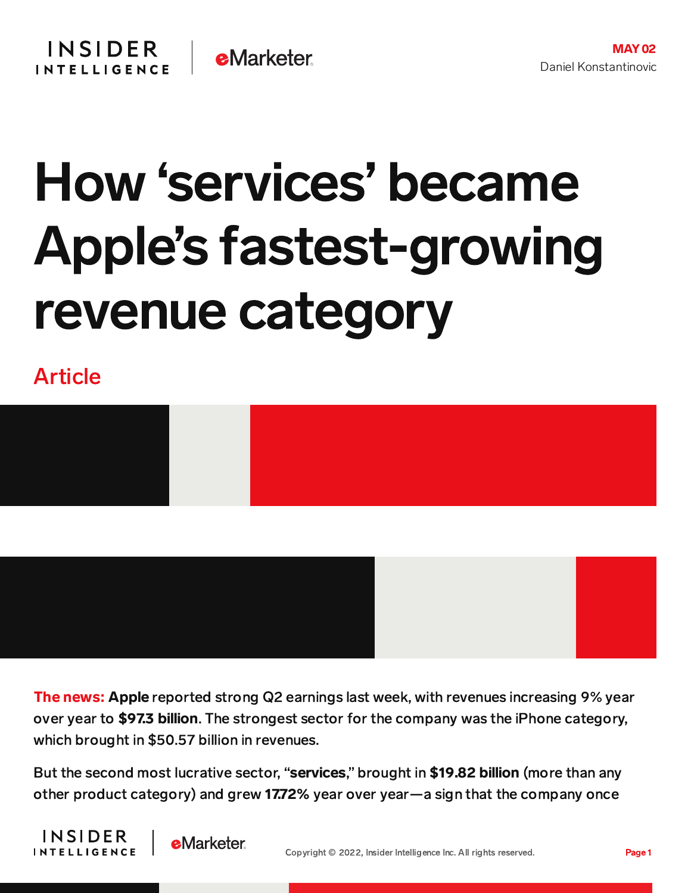MAY 02
Daniel Konstantinovic

# How ‘services’ became Apple’s fastest-growing revenue category

Article

**The news:** **Apple** reported strong Q2 earnings last week, with revenues increasing 9% year over year to **$97.3 billion**. The strongest sector for the company was the iPhone category, which brought in $50.57 billion in revenues.

But the second most lucrative sector, “**services**,” brought in **$19.82 billion** (more than any other product category) and grew **17.72%** year over year—a sign that the company once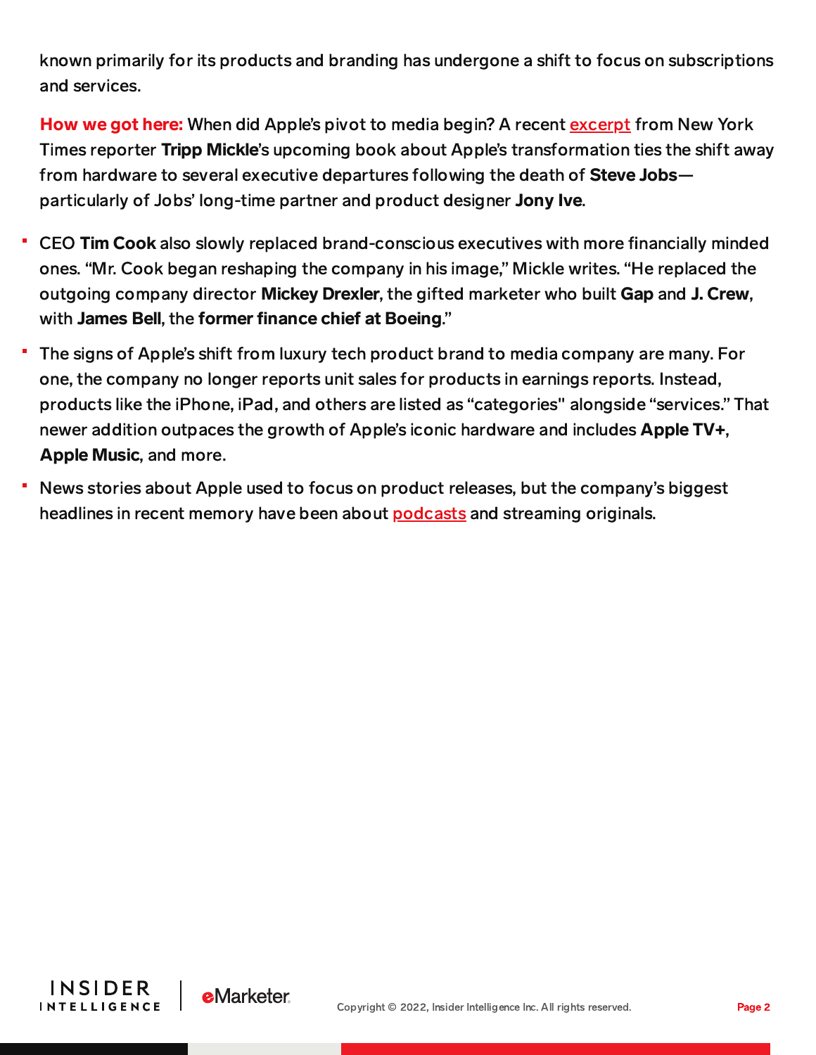known primarily for its products and branding has undergone a shift to focus on subscriptions and services.

**How we got here:** When did Apple's pivot to media begin? A recent excerpt from New York Times reporter **Tripp Mickle**'s upcoming book about Apple's transformation ties the shift away from hardware to several executive departures following the death of **Steve Jobs**—particularly of Jobs' long-time partner and product designer **Jony Ive**.

- CEO **Tim Cook** also slowly replaced brand-conscious executives with more financially minded ones. "Mr. Cook began reshaping the company in his image," Mickle writes. "He replaced the outgoing company director **Mickey Drexler**, the gifted marketer who built **Gap** and **J. Crew**, with **James Bell**, the **former finance chief at Boeing**."
- The signs of Apple's shift from luxury tech product brand to media company are many. For one, the company no longer reports unit sales for products in earnings reports. Instead, products like the iPhone, iPad, and others are listed as "categories" alongside "services." That newer addition outpaces the growth of Apple's iconic hardware and includes **Apple TV+**, **Apple Music**, and more.
- News stories about Apple used to focus on product releases, but the company's biggest headlines in recent memory have been about podcasts and streaming originals.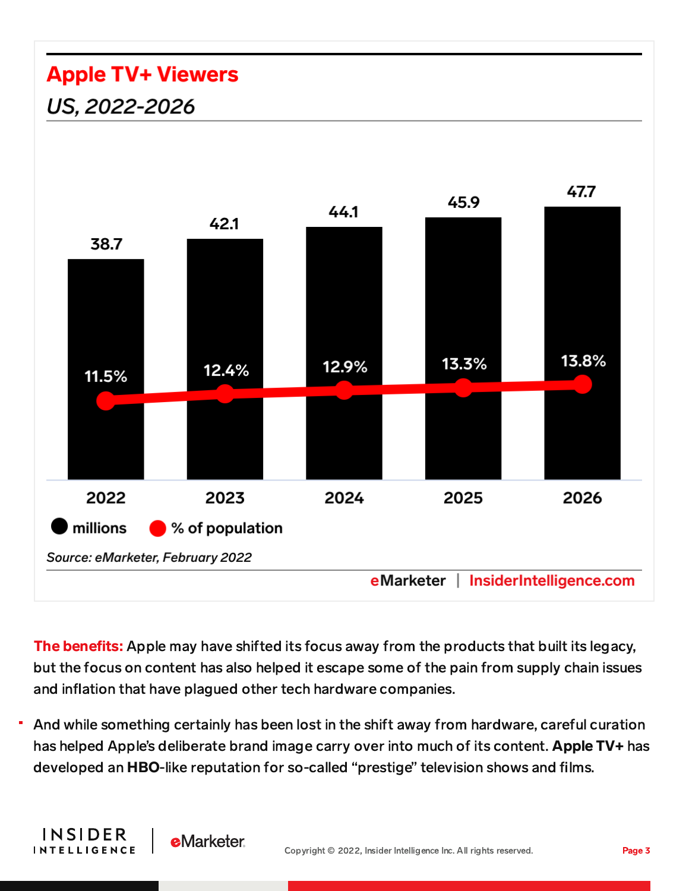## Apple TV+ Viewers

*US, 2022-2026*

| | 2022 | 2023 | 2024 | 2025 | 2026 |
|---|---|---|---|---|---|
| millions | 38.7 | 42.1 | 44.1 | 45.9 | 47.7 |
| % of population | 11.5% | 12.4% | 12.9% | 13.3% | 13.8% |

*Source: eMarketer, February 2022*

eMarketer | InsiderIntelligence.com

**The benefits:** Apple may have shifted its focus away from the products that built its legacy, but the focus on content has also helped it escape some of the pain from supply chain issues and inflation that have plagued other tech hardware companies.

- And while something certainly has been lost in the shift away from hardware, careful curation has helped Apple's deliberate brand image carry over into much of its content. **Apple TV+** has developed an **HBO**-like reputation for so-called "prestige" television shows and films.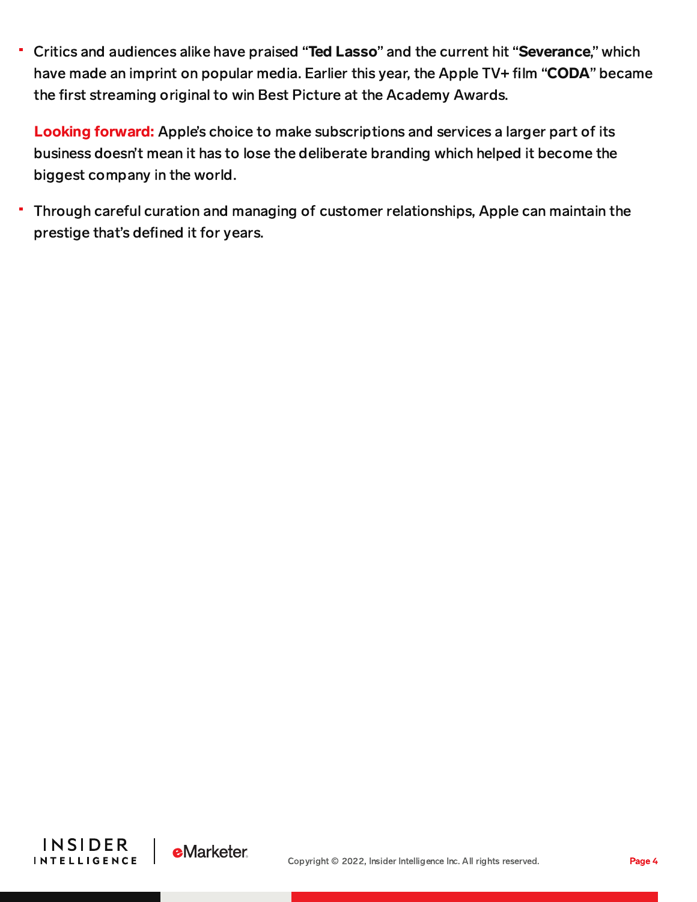- Critics and audiences alike have praised "**Ted Lasso**" and the current hit "**Severance**," which have made an imprint on popular media. Earlier this year, the Apple TV+ film "**CODA**" became the first streaming original to win Best Picture at the Academy Awards.

**Looking forward:** Apple's choice to make subscriptions and services a larger part of its business doesn't mean it has to lose the deliberate branding which helped it become the biggest company in the world.

- Through careful curation and managing of customer relationships, Apple can maintain the prestige that's defined it for years.